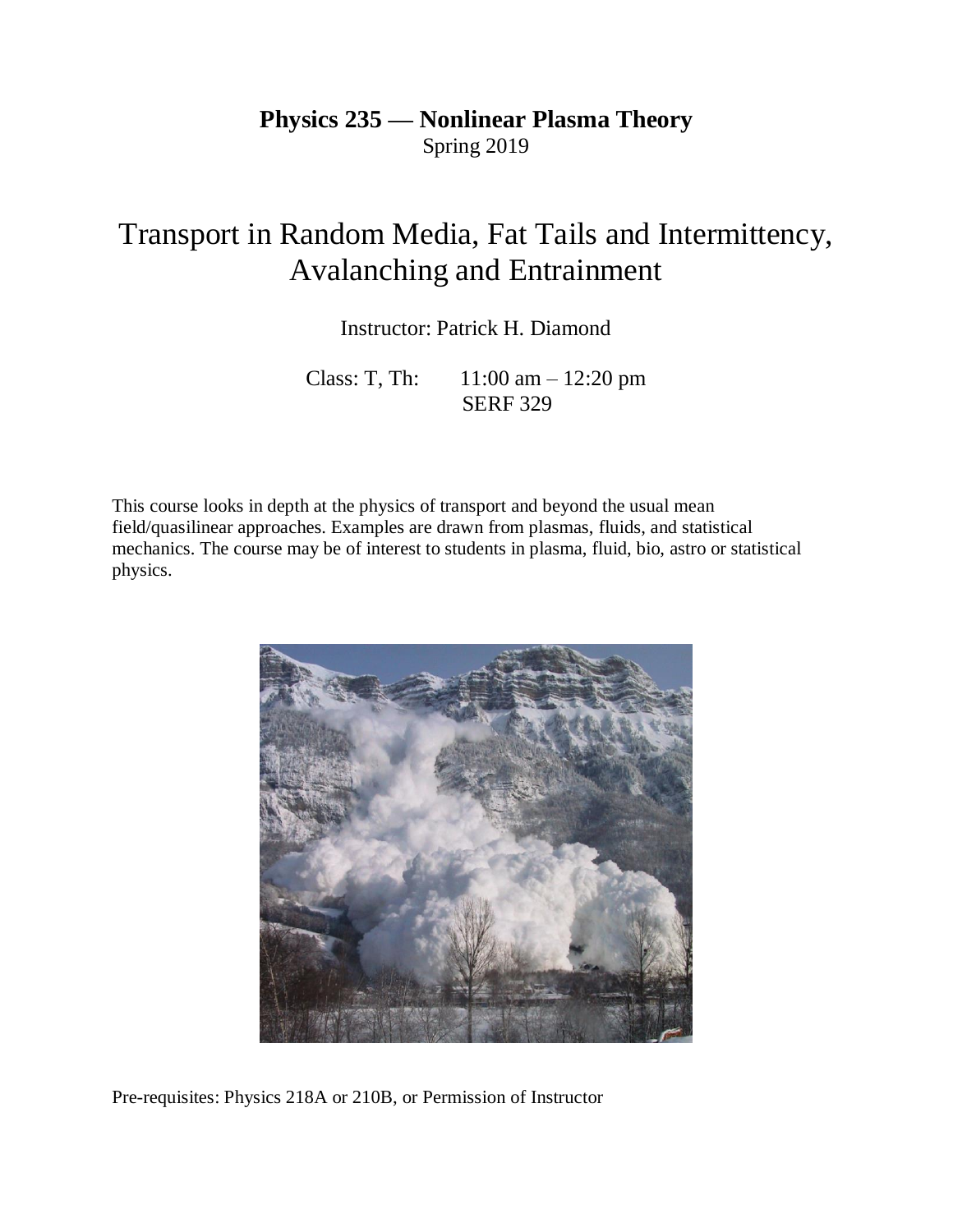**Physics 235 — Nonlinear Plasma Theory**
Spring 2019

# Transport in Random Media, Fat Tails and Intermittency, Avalanching and Entrainment

Instructor: Patrick H. Diamond

Class: T, Th: 11:00 am – 12:20 pm
SERF 329

This course looks in depth at the physics of transport and beyond the usual mean field/quasilinear approaches. Examples are drawn from plasmas, fluids, and statistical mechanics. The course may be of interest to students in plasma, fluid, bio, astro or statistical physics.

Pre-requisites: Physics 218A or 210B, or Permission of Instructor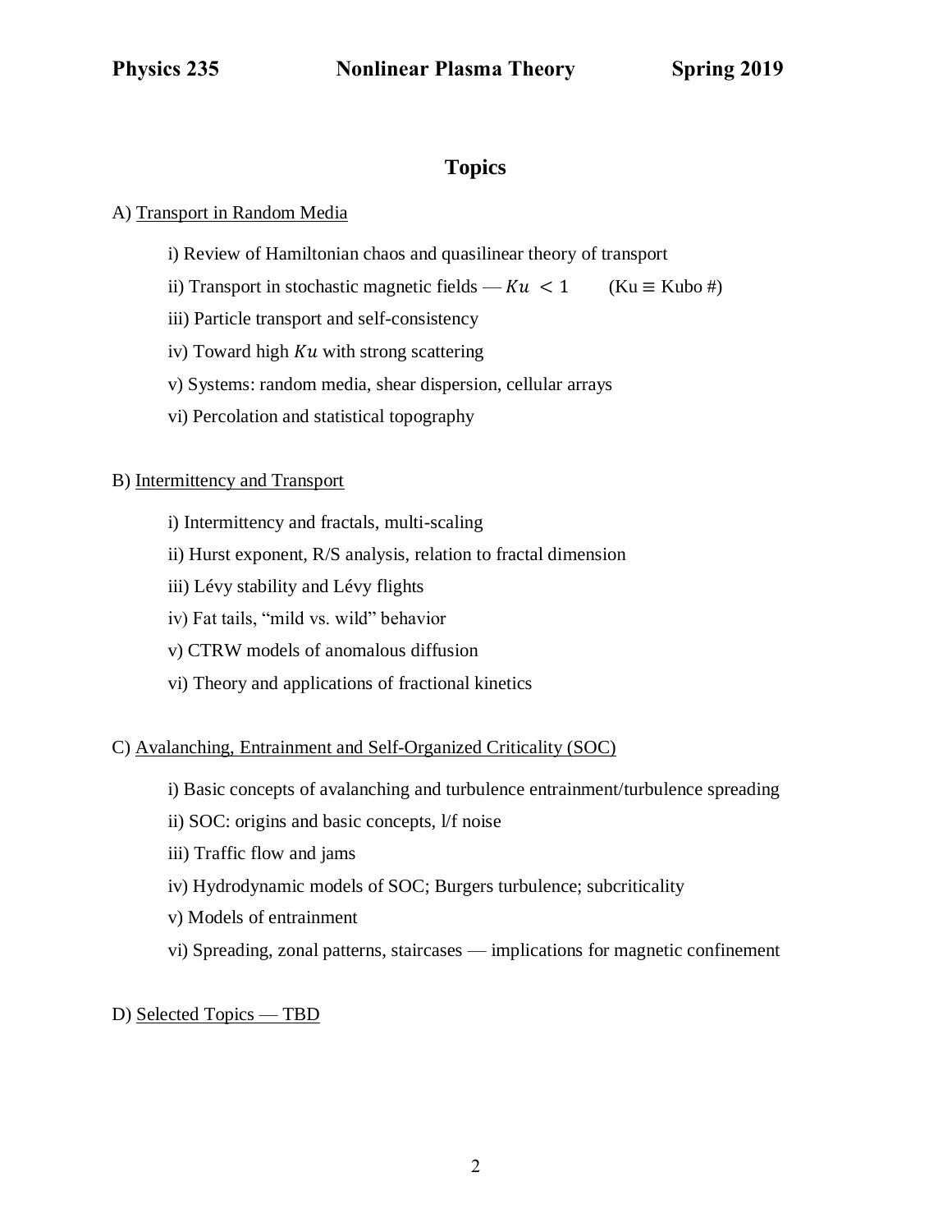**Physics 235 Nonlinear Plasma Theory Spring 2019**

## Topics

A) Transport in Random Media

- i) Review of Hamiltonian chaos and quasilinear theory of transport
- ii) Transport in stochastic magnetic fields — $Ku < 1$ (Ku ≡ Kubo #)
- iii) Particle transport and self-consistency
- iv) Toward high $Ku$ with strong scattering
- v) Systems: random media, shear dispersion, cellular arrays
- vi) Percolation and statistical topography

B) Intermittency and Transport

- i) Intermittency and fractals, multi-scaling
- ii) Hurst exponent, R/S analysis, relation to fractal dimension
- iii) Lévy stability and Lévy flights
- iv) Fat tails, "mild vs. wild" behavior
- v) CTRW models of anomalous diffusion
- vi) Theory and applications of fractional kinetics

C) Avalanching, Entrainment and Self-Organized Criticality (SOC)

- i) Basic concepts of avalanching and turbulence entrainment/turbulence spreading
- ii) SOC: origins and basic concepts, l/f noise
- iii) Traffic flow and jams
- iv) Hydrodynamic models of SOC; Burgers turbulence; subcriticality
- v) Models of entrainment
- vi) Spreading, zonal patterns, staircases — implications for magnetic confinement

D) Selected Topics — TBD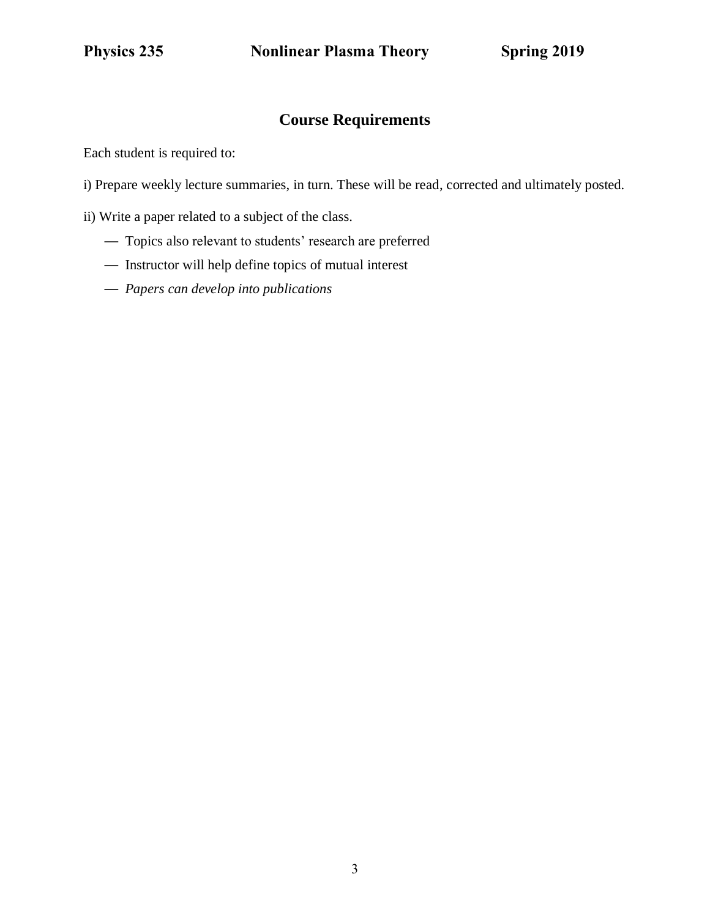## Course Requirements

Each student is required to:

i) Prepare weekly lecture summaries, in turn. These will be read, corrected and ultimately posted.

ii) Write a paper related to a subject of the class.

- Topics also relevant to students' research are preferred
- Instructor will help define topics of mutual interest
- *Papers can develop into publications*